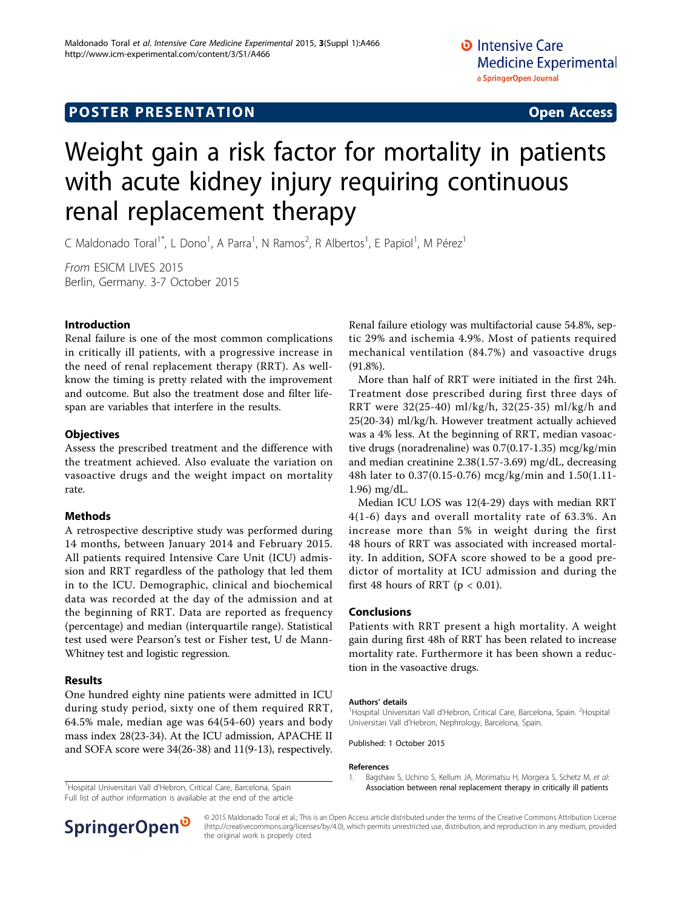POSTER PRESENTATION Open Access

# Weight gain a risk factor for mortality in patients with acute kidney injury requiring continuous renal replacement therapy

C Maldonado Toral[1*], L Dono[1], A Parra[1], N Ramos[2], R Albertos[1], E Papiol[1], M Pérez[1]

*From* ESICM LIVES 2015
Berlin, Germany. 3-7 October 2015

## Introduction

Renal failure is one of the most common complications in critically ill patients, with a progressive increase in the need of renal replacement therapy (RRT). As well-know the timing is pretty related with the improvement and outcome. But also the treatment dose and filter life-span are variables that interfere in the results.

## Objectives

Assess the prescribed treatment and the difference with the treatment achieved. Also evaluate the variation on vasoactive drugs and the weight impact on mortality rate.

## Methods

A retrospective descriptive study was performed during 14 months, between January 2014 and February 2015. All patients required Intensive Care Unit (ICU) admission and RRT regardless of the pathology that led them in to the ICU. Demographic, clinical and biochemical data was recorded at the day of the admission and at the beginning of RRT. Data are reported as frequency (percentage) and median (interquartile range). Statistical test used were Pearson's test or Fisher test, U de Mann-Whitney test and logistic regression.

## Results

One hundred eighty nine patients were admitted in ICU during study period, sixty one of them required RRT, 64.5% male, median age was 64(54-60) years and body mass index 28(23-34). At the ICU admission, APACHE II and SOFA score were 34(26-38) and 11(9-13), respectively.

Renal failure etiology was multifactorial cause 54.8%, septic 29% and ischemia 4.9%. Most of patients required mechanical ventilation (84.7%) and vasoactive drugs (91.8%).

More than half of RRT were initiated in the first 24h. Treatment dose prescribed during first three days of RRT were 32(25-40) ml/kg/h, 32(25-35) ml/kg/h and 25(20-34) ml/kg/h. However treatment actually achieved was a 4% less. At the beginning of RRT, median vasoactive drugs (noradrenaline) was 0.7(0.17-1.35) mcg/kg/min and median creatinine 2.38(1.57-3.69) mg/dL, decreasing 48h later to 0.37(0.15-0.76) mcg/kg/min and 1.50(1.11-1.96) mg/dL.

Median ICU LOS was 12(4-29) days with median RRT 4(1-6) days and overall mortality rate of 63.3%. An increase more than 5% in weight during the first 48 hours of RRT was associated with increased mortality. In addition, SOFA score showed to be a good predictor of mortality at ICU admission and during the first 48 hours of RRT ($p < 0.01$).

## Conclusions

Patients with RRT present a high mortality. A weight gain during first 48h of RRT has been related to increase mortality rate. Furthermore it has been shown a reduction in the vasoactive drugs.

### Authors' details

[1]Hospital Universitari Vall d'Hebron, Critical Care, Barcelona, Spain. [2]Hospital Universitari Vall d'Hebron, Nephrology, Barcelona, Spain.

Published: 1 October 2015

### References

1. Bagshaw S, Uchino S, Kellum JA, Morimatsu H, Morgera S, Schetz M, *et al*: Association between renal replacement therapy in critically ill patients

[1]Hospital Universitari Vall d'Hebron, Critical Care, Barcelona, Spain
Full list of author information is available at the end of the article

© 2015 Maldonado Toral et al.; This is an Open Access article distributed under the terms of the Creative Commons Attribution License (http://creativecommons.org/licenses/by/4.0), which permits unrestricted use, distribution, and reproduction in any medium, provided the original work is properly cited.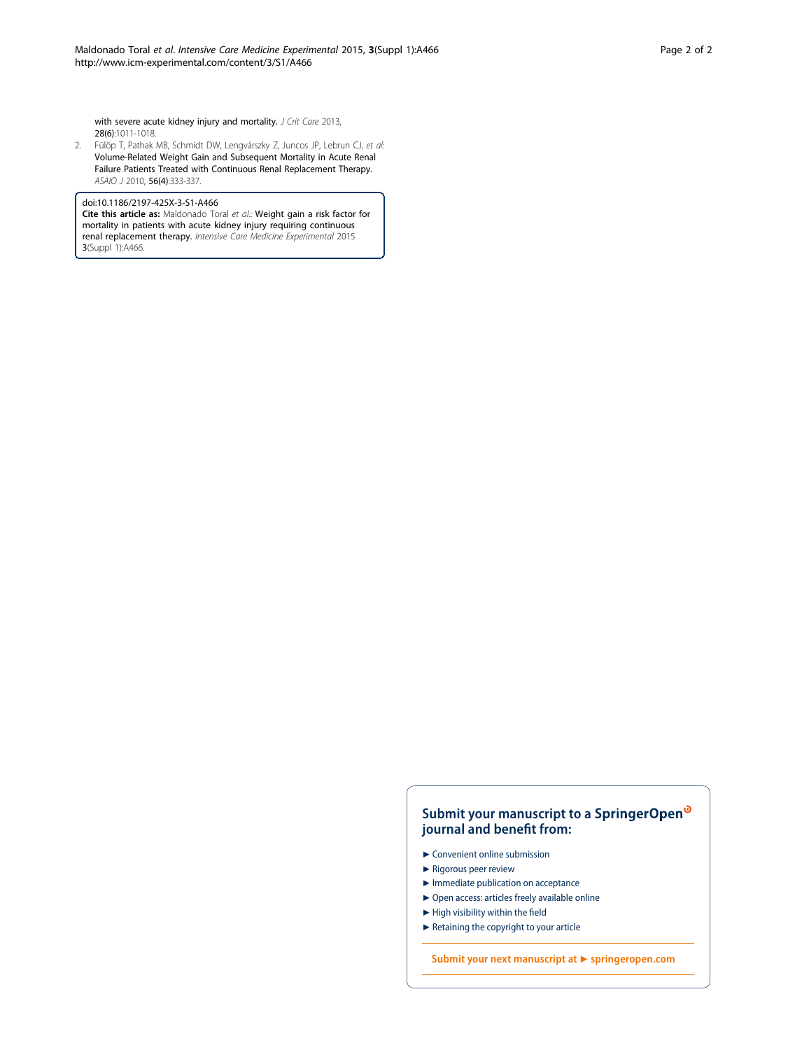with severe acute kidney injury and mortality. *J Crit Care* 2013, **28(6)**:1011-1018.

2. Fülöp T, Pathak MB, Schmidt DW, Lengvárszky Z, Juncos JP, Lebrun CJ, *et al*: Volume-Related Weight Gain and Subsequent Mortality in Acute Renal Failure Patients Treated with Continuous Renal Replacement Therapy. *ASAIO J* 2010, **56(4)**:333-337.

doi:10.1186/2197-425X-3-S1-A466

**Cite this article as:** Maldonado Toral *et al.*: Weight gain a risk factor for mortality in patients with acute kidney injury requiring continuous renal replacement therapy. *Intensive Care Medicine Experimental* 2015 **3**(Suppl 1):A466.

**Submit your manuscript to a SpringerOpen journal and benefit from:**

- ► Convenient online submission
- ► Rigorous peer review
- ► Immediate publication on acceptance
- ► Open access: articles freely available online
- ► High visibility within the field
- ► Retaining the copyright to your article

**Submit your next manuscript at ► springeropen.com**